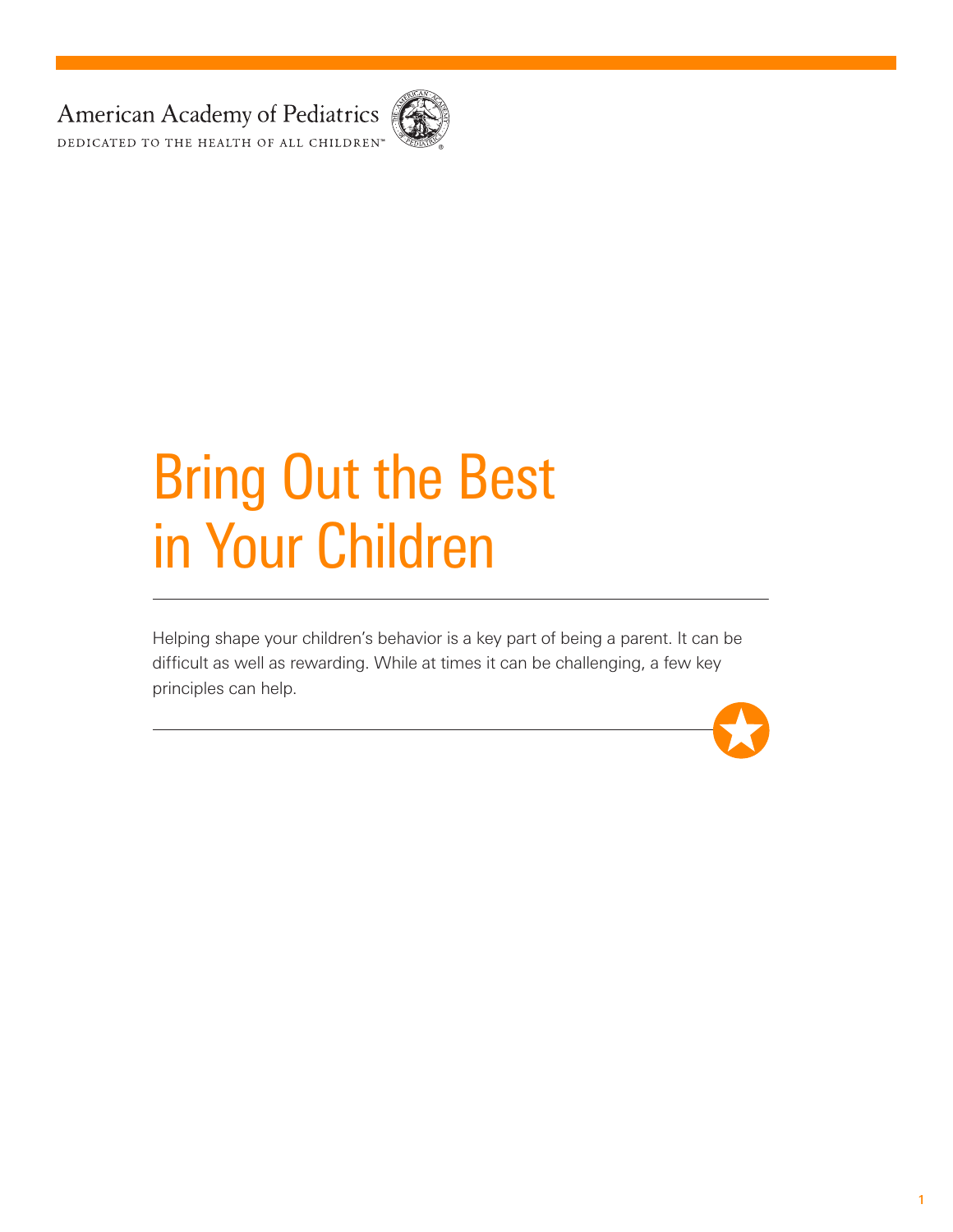American Academy of Pediatrics

DEDICATED TO THE HEALTH OF ALL CHILDREN™

# Bring Out the Best in Your Children

Helping shape your children's behavior is a key part of being a parent. It can be difficult as well as rewarding. While at times it can be challenging, a few key principles can help.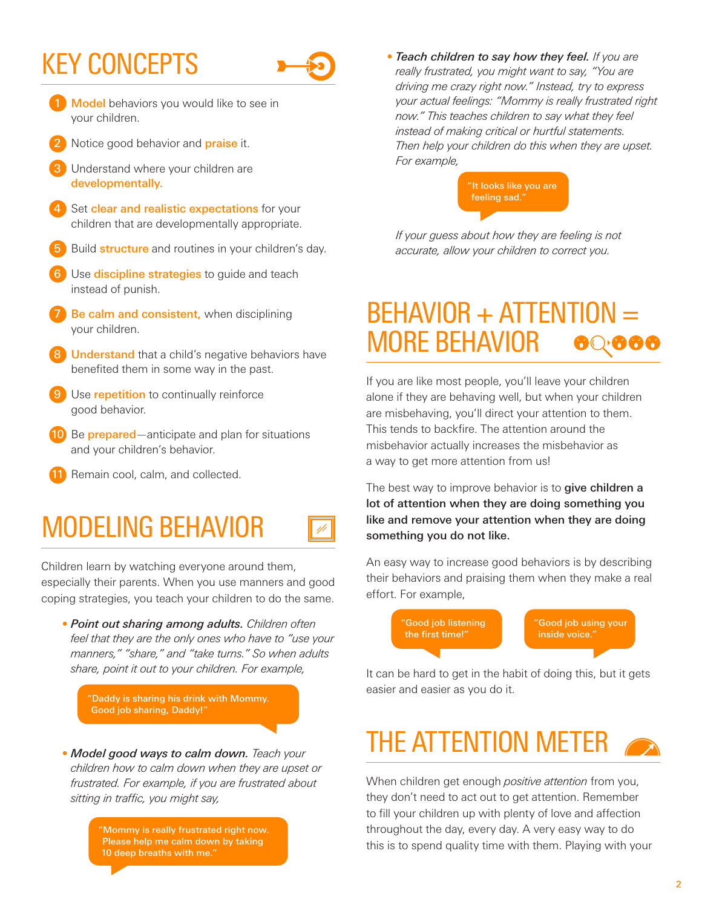## KEY CONCEPTS

1. **Model** behaviors you would like to see in your children.
2. Notice good behavior and **praise** it.
3. Understand where your children are **developmentally.**
4. Set **clear and realistic expectations** for your children that are developmentally appropriate.
5. Build **structure** and routines in your children's day.
6. Use **discipline strategies** to guide and teach instead of punish.
7. **Be calm and consistent,** when disciplining your children.
8. **Understand** that a child's negative behaviors have benefited them in some way in the past.
9. Use **repetition** to continually reinforce good behavior.
10. Be **prepared**—anticipate and plan for situations and your children's behavior.
11. Remain cool, calm, and collected.

## MODELING BEHAVIOR

Children learn by watching everyone around them, especially their parents. When you use manners and good coping strategies, you teach your children to do the same.

- ***Point out sharing among adults.*** *Children often feel that they are the only ones who have to "use your manners," "share," and "take turns." So when adults share, point it out to your children. For example,*

> "Daddy is sharing his drink with Mommy. Good job sharing, Daddy!"

- ***Model good ways to calm down.*** *Teach your children how to calm down when they are upset or frustrated. For example, if you are frustrated about sitting in traffic, you might say,*

> "Mommy is really frustrated right now. Please help me calm down by taking 10 deep breaths with me."

- ***Teach children to say how they feel.*** *If you are really frustrated, you might want to say, "You are driving me crazy right now." Instead, try to express your actual feelings: "Mommy is really frustrated right now." This teaches children to say what they feel instead of making critical or hurtful statements. Then help your children do this when they are upset. For example,*

> "It looks like you are feeling sad."

*If your guess about how they are feeling is not accurate, allow your children to correct you.*

## BEHAVIOR + ATTENTION = MORE BEHAVIOR

If you are like most people, you'll leave your children alone if they are behaving well, but when your children are misbehaving, you'll direct your attention to them. This tends to backfire. The attention around the misbehavior actually increases the misbehavior as a way to get more attention from us!

The best way to improve behavior is to **give children a lot of attention when they are doing something you like and remove your attention when they are doing something you do not like.**

An easy way to increase good behaviors is by describing their behaviors and praising them when they make a real effort. For example,

> "Good job listening the first time!"

> "Good job using your inside voice."

It can be hard to get in the habit of doing this, but it gets easier and easier as you do it.

## THE ATTENTION METER

When children get enough *positive attention* from you, they don't need to act out to get attention. Remember to fill your children up with plenty of love and affection throughout the day, every day. A very easy way to do this is to spend quality time with them. Playing with your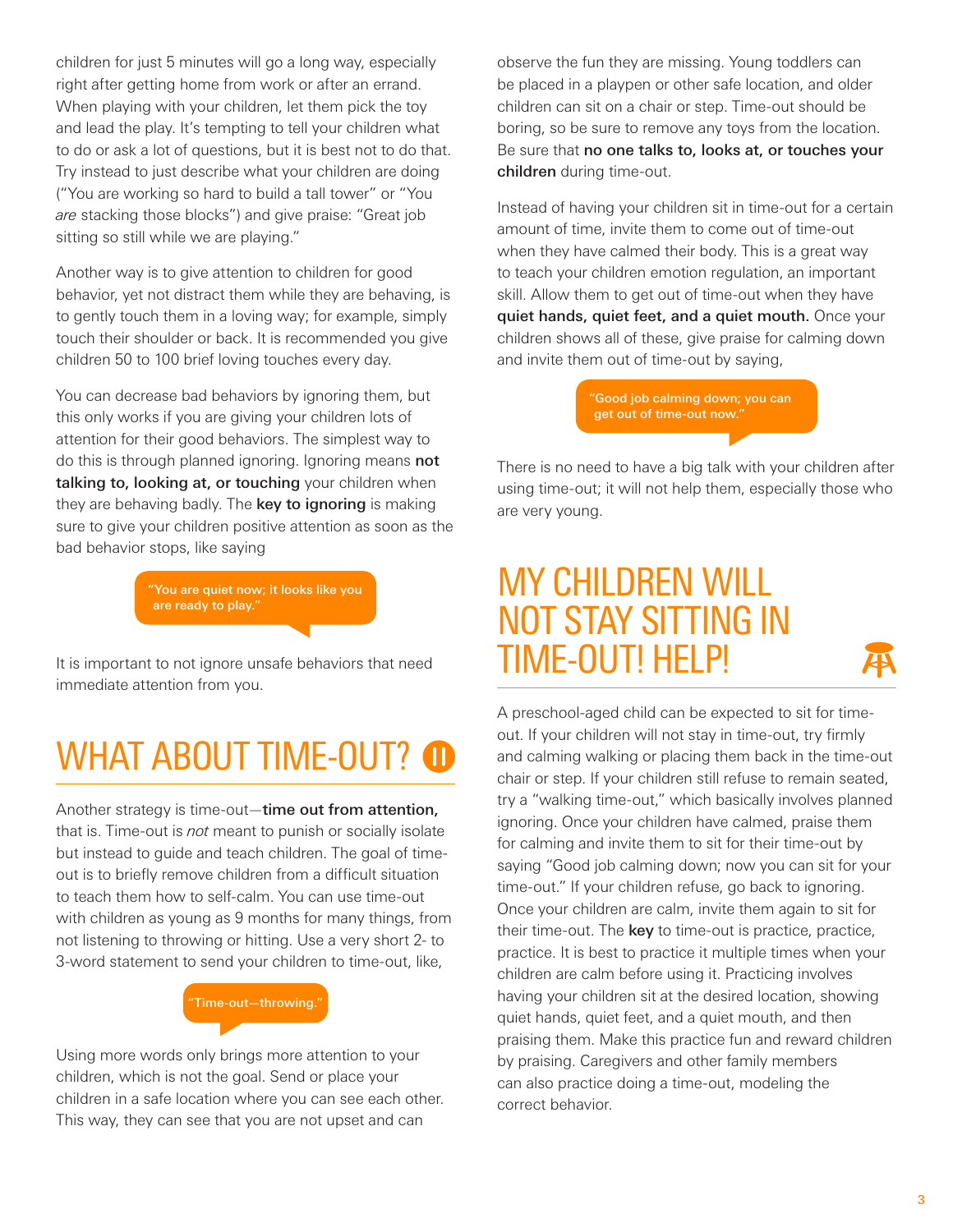children for just 5 minutes will go a long way, especially right after getting home from work or after an errand. When playing with your children, let them pick the toy and lead the play. It's tempting to tell your children what to do or ask a lot of questions, but it is best not to do that. Try instead to just describe what your children are doing ("You are working so hard to build a tall tower" or "You *are* stacking those blocks") and give praise: "Great job sitting so still while we are playing."

Another way is to give attention to children for good behavior, yet not distract them while they are behaving, is to gently touch them in a loving way; for example, simply touch their shoulder or back. It is recommended you give children 50 to 100 brief loving touches every day.

You can decrease bad behaviors by ignoring them, but this only works if you are giving your children lots of attention for their good behaviors. The simplest way to do this is through planned ignoring. Ignoring means **not talking to, looking at, or touching** your children when they are behaving badly. The **key to ignoring** is making sure to give your children positive attention as soon as the bad behavior stops, like saying

> "You are quiet now; it looks like you are ready to play."

It is important to not ignore unsafe behaviors that need immediate attention from you.

# WHAT ABOUT TIME-OUT?

Another strategy is time-out—**time out from attention,** that is. Time-out is *not* meant to punish or socially isolate but instead to guide and teach children. The goal of time-out is to briefly remove children from a difficult situation to teach them how to self-calm. You can use time-out with children as young as 9 months for many things, from not listening to throwing or hitting. Use a very short 2- to 3-word statement to send your children to time-out, like,

> "Time-out—throwing."

Using more words only brings more attention to your children, which is not the goal. Send or place your children in a safe location where you can see each other. This way, they can see that you are not upset and can observe the fun they are missing. Young toddlers can be placed in a playpen or other safe location, and older children can sit on a chair or step. Time-out should be boring, so be sure to remove any toys from the location. Be sure that **no one talks to, looks at, or touches your children** during time-out.

Instead of having your children sit in time-out for a certain amount of time, invite them to come out of time-out when they have calmed their body. This is a great way to teach your children emotion regulation, an important skill. Allow them to get out of time-out when they have **quiet hands, quiet feet, and a quiet mouth.** Once your children shows all of these, give praise for calming down and invite them out of time-out by saying,

> "Good job calming down; you can get out of time-out now."

There is no need to have a big talk with your children after using time-out; it will not help them, especially those who are very young.

# MY CHILDREN WILL NOT STAY SITTING IN TIME-OUT! HELP!

A preschool-aged child can be expected to sit for time-out. If your children will not stay in time-out, try firmly and calming walking or placing them back in the time-out chair or step. If your children still refuse to remain seated, try a "walking time-out," which basically involves planned ignoring. Once your children have calmed, praise them for calming and invite them to sit for their time-out by saying "Good job calming down; now you can sit for your time-out." If your children refuse, go back to ignoring. Once your children are calm, invite them again to sit for their time-out. The **key** to time-out is practice, practice, practice. It is best to practice it multiple times when your children are calm before using it. Practicing involves having your children sit at the desired location, showing quiet hands, quiet feet, and a quiet mouth, and then praising them. Make this practice fun and reward children by praising. Caregivers and other family members can also practice doing a time-out, modeling the correct behavior.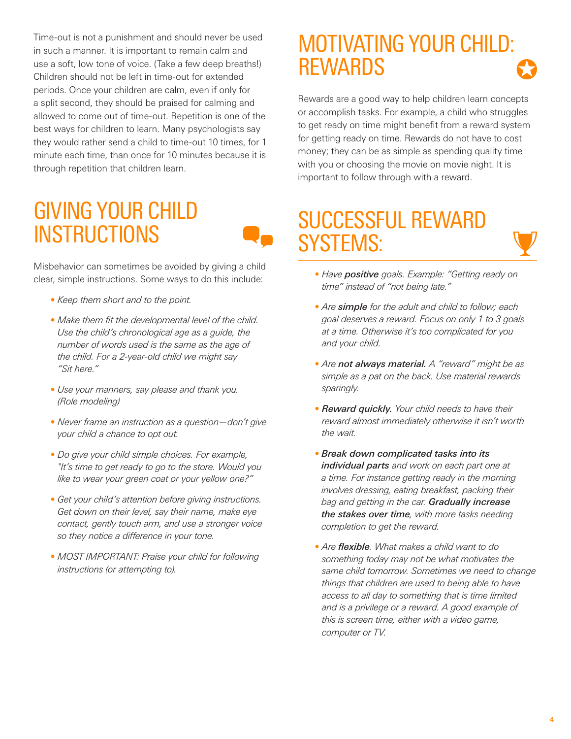Time-out is not a punishment and should never be used in such a manner. It is important to remain calm and use a soft, low tone of voice. (Take a few deep breaths!) Children should not be left in time-out for extended periods. Once your children are calm, even if only for a split second, they should be praised for calming and allowed to come out of time-out. Repetition is one of the best ways for children to learn. Many psychologists say they would rather send a child to time-out 10 times, for 1 minute each time, than once for 10 minutes because it is through repetition that children learn.

# GIVING YOUR CHILD INSTRUCTIONS

Misbehavior can sometimes be avoided by giving a child clear, simple instructions. Some ways to do this include:

- *Keep them short and to the point.*
- *Make them fit the developmental level of the child. Use the child's chronological age as a guide, the number of words used is the same as the age of the child. For a 2-year-old child we might say "Sit here."*
- *Use your manners, say please and thank you. (Role modeling)*
- *Never frame an instruction as a question—don't give your child a chance to opt out.*
- *Do give your child simple choices. For example, "It's time to get ready to go to the store. Would you like to wear your green coat or your yellow one?"*
- *Get your child's attention before giving instructions. Get down on their level, say their name, make eye contact, gently touch arm, and use a stronger voice so they notice a difference in your tone.*
- *MOST IMPORTANT: Praise your child for following instructions (or attempting to).*

# MOTIVATING YOUR CHILD: REWARDS

Rewards are a good way to help children learn concepts or accomplish tasks. For example, a child who struggles to get ready on time might benefit from a reward system for getting ready on time. Rewards do not have to cost money; they can be as simple as spending quality time with you or choosing the movie on movie night. It is important to follow through with a reward.

# SUCCESSFUL REWARD SYSTEMS:

- *Have **positive** goals. Example: "Getting ready on time" instead of "not being late."*
- *Are **simple** for the adult and child to follow; each goal deserves a reward. Focus on only 1 to 3 goals at a time. Otherwise it's too complicated for you and your child.*
- *Are **not always material.** A "reward" might be as simple as a pat on the back. Use material rewards sparingly.*
- ***Reward quickly.** Your child needs to have their reward almost immediately otherwise it isn't worth the wait.*
- ***Break down complicated tasks into its individual parts** and work on each part one at a time. For instance getting ready in the morning involves dressing, eating breakfast, packing their bag and getting in the car. **Gradually increase the stakes over time**, with more tasks needing completion to get the reward.*
- *Are **flexible**. What makes a child want to do something today may not be what motivates the same child tomorrow. Sometimes we need to change things that children are used to being able to have access to all day to something that is time limited and is a privilege or a reward. A good example of this is screen time, either with a video game, computer or TV.*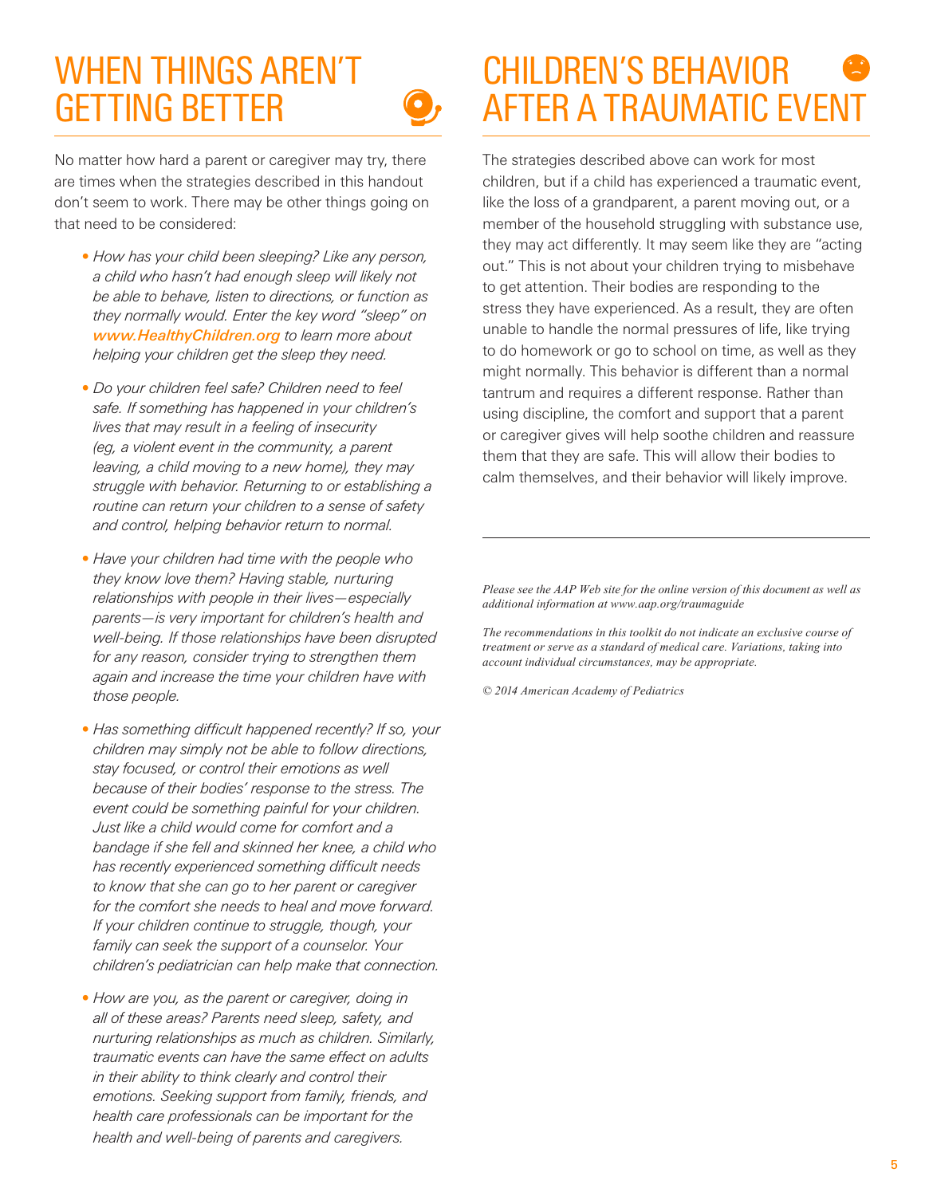# WHEN THINGS AREN'T GETTING BETTER

No matter how hard a parent or caregiver may try, there are times when the strategies described in this handout don't seem to work. There may be other things going on that need to be considered:

- *How has your child been sleeping? Like any person, a child who hasn't had enough sleep will likely not be able to behave, listen to directions, or function as they normally would. Enter the key word "sleep" on* ***www.HealthyChildren.org*** *to learn more about helping your children get the sleep they need.*
- *Do your children feel safe? Children need to feel safe. If something has happened in your children's lives that may result in a feeling of insecurity (eg, a violent event in the community, a parent leaving, a child moving to a new home), they may struggle with behavior. Returning to or establishing a routine can return your children to a sense of safety and control, helping behavior return to normal.*
- *Have your children had time with the people who they know love them? Having stable, nurturing relationships with people in their lives—especially parents—is very important for children's health and well-being. If those relationships have been disrupted for any reason, consider trying to strengthen them again and increase the time your children have with those people.*
- *Has something difficult happened recently? If so, your children may simply not be able to follow directions, stay focused, or control their emotions as well because of their bodies' response to the stress. The event could be something painful for your children. Just like a child would come for comfort and a bandage if she fell and skinned her knee, a child who has recently experienced something difficult needs to know that she can go to her parent or caregiver for the comfort she needs to heal and move forward. If your children continue to struggle, though, your family can seek the support of a counselor. Your children's pediatrician can help make that connection.*
- *How are you, as the parent or caregiver, doing in all of these areas? Parents need sleep, safety, and nurturing relationships as much as children. Similarly, traumatic events can have the same effect on adults in their ability to think clearly and control their emotions. Seeking support from family, friends, and health care professionals can be important for the health and well-being of parents and caregivers.*

# CHILDREN'S BEHAVIOR AFTER A TRAUMATIC EVENT

The strategies described above can work for most children, but if a child has experienced a traumatic event, like the loss of a grandparent, a parent moving out, or a member of the household struggling with substance use, they may act differently. It may seem like they are "acting out." This is not about your children trying to misbehave to get attention. Their bodies are responding to the stress they have experienced. As a result, they are often unable to handle the normal pressures of life, like trying to do homework or go to school on time, as well as they might normally. This behavior is different than a normal tantrum and requires a different response. Rather than using discipline, the comfort and support that a parent or caregiver gives will help soothe children and reassure them that they are safe. This will allow their bodies to calm themselves, and their behavior will likely improve.

---

*Please see the AAP Web site for the online version of this document as well as additional information at www.aap.org/traumaguide*

*The recommendations in this toolkit do not indicate an exclusive course of treatment or serve as a standard of medical care. Variations, taking into account individual circumstances, may be appropriate.*

*© 2014 American Academy of Pediatrics*